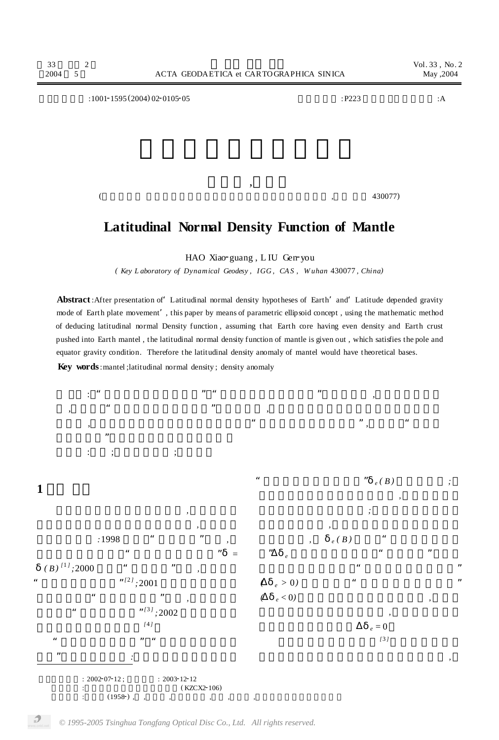:1001-1595(2004)02-0105-05　　:P223　　:A

( , 430077)

# Latitudinal Normal Density Function of Mantle

HAO Xiao-guang, LIU Gen-you

*(Key Laboratory of Dynamical Geodesy, IGG, CAS, Wuhan 430077, China)*

**Abstract**: After presentation of 'Latitudinal normal density hypotheses of Earth' and 'Latitude depended gravity mode of Earth plate movement', this paper by means of parametric ellipsoid concept, using the mathematic method of deducing latitudinal normal Density function, assuming that Earth core having even density and Earth crust pushed into Earth mantel, the latitudinal normal density function of mantle is given out, which satisfies the pole and equator gravity condition. Therefore the latitudinal density anomaly of mantel would have theoretical bases.

**Key words**: mantel; latitudinal normal density; density anomaly

## 1

:1998 " " , " " $\delta = \delta(B)$[1]; 2000 " " , " "[2]; 2001 " " , " "[3]; 2002 [4]

" " " " :

" " $\delta_e(B)$ ; , ; , , $\delta_e(B)$ " " $\Delta\delta_e$ " " " " ($\Delta\delta_e > 0$) " " ($\Delta\delta_e < 0$) , , $\Delta\delta_e = 0$

[3] ,

: 2002-07-12; : 2003-12-12

: (KZCX2-106)

: (1958-)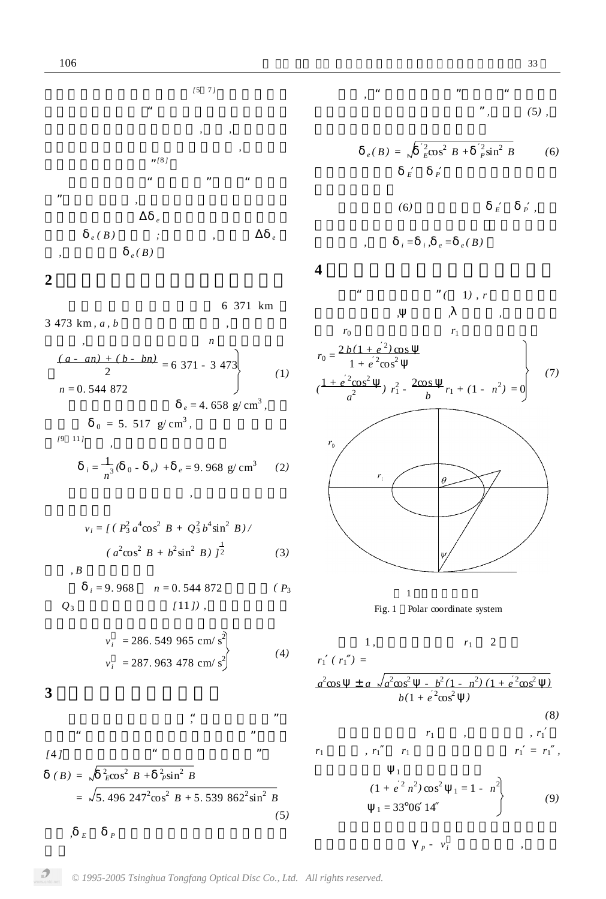[5–7]

“

, ,

,

”[8]

“ ” “

” ,

$\Delta\delta_e$

$\delta_e(B)$ ; , $\Delta\delta_e$

, $\delta_e(B)$

## 2

6 371 km

3 473 km, $a$, $b$ ,

, $n$

$$
\left.
\begin{aligned}
&\frac{(a-an)+(b-bn)}{2} = 6\,371 - 3\,473 \\
&n = 0.544\,872
\end{aligned}
\right\} \qquad (1)
$$

$\delta_e = 4.658$ g/cm³,

$\delta_0 = 5.517$ g/cm³,

[9–11] ,

$$
\delta_i = \frac{1}{n^3}(\delta_0 - \delta_e) + \delta_e = 9.968 \text{ g/cm}^3 \qquad (2)
$$

,

$$
v_i = [(P_3^2 a^4 \cos^2 B + Q_3^2 b^4 \sin^2 B)/(a^2\cos^2 B + b^2 \sin^2 B)]^{\frac{1}{2}} \qquad (3)
$$

, $B$

$\delta_i = 9.968$ $n = 0.544\,872$ ($P_3$ $Q_3$ [11]),

$$
\left.
\begin{aligned}
v_i' &= 286.549\,965 \text{ cm/s}^2 \\
v_i'' &= 287.963\,478 \text{ cm/s}^2
\end{aligned}
\right\} \qquad (4)
$$

## 3

; “ ”

“ ”

[4] “ ”

$$
\begin{aligned}
\delta(B) &= \sqrt{\delta_E^2 \cos^2 B + \delta_P^2 \sin^2 B} \\
&= \sqrt{5.496\,247^2 \cos^2 B + 5.539\,862^2 \sin^2 B}
\end{aligned} \qquad (5)
$$

, $\delta_E$ $\delta_P$

, “ ” “

”, (5),

$$
\delta_e(B) = \sqrt{\delta_E'^2 \cos^2 B + \delta_P'^2 \sin^2 B} \qquad (6)
$$

$\delta_E'$ $\delta_P'$

(6) $\delta_E'$ $\delta_P'$,

, $\delta_i = \delta_i$, $\delta_e = \delta_e(B)$

## 4

“ ”( 1), $r$

, $\psi$ , $\lambda$ ,

$r_0$ $r_1$

$$
\left.
\begin{aligned}
&r_0 = \frac{2b(1+e'^2)\cos\psi}{1+e'^2\cos^2\psi} \\
&\left(\frac{1+e'^2\cos^2\psi}{a^2}\right) r_1^2 - \frac{2\cos\psi}{b} r_1 + (1-n^2) = 0
\end{aligned}
\right\} \qquad (7)
$$

1

Fig. 1 Polar coordinate system

1, $r_1$ 2

$r_1'$ ($r_1''$) =

$$
\frac{a^2\cos\psi \pm a\sqrt{a^2\cos^2\psi - b^2(1-n^2)(1+e'^2\cos^2\psi)}}{b(1+e'^2\cos^2\psi)} \qquad (8)
$$

$r_1$ , , $r_1'$

$r_1$ , $r_1''$ $r_1$ $r_1' = r_1''$,

$\psi_1$

$$
\left.
\begin{aligned}
&(1+e'^2 n^2)\cos^2\psi_1 = 1 - n^2 \\
&\psi_1 = 33°06'14''
\end{aligned}
\right\} \qquad (9)
$$

$\gamma_p - v_i$ ,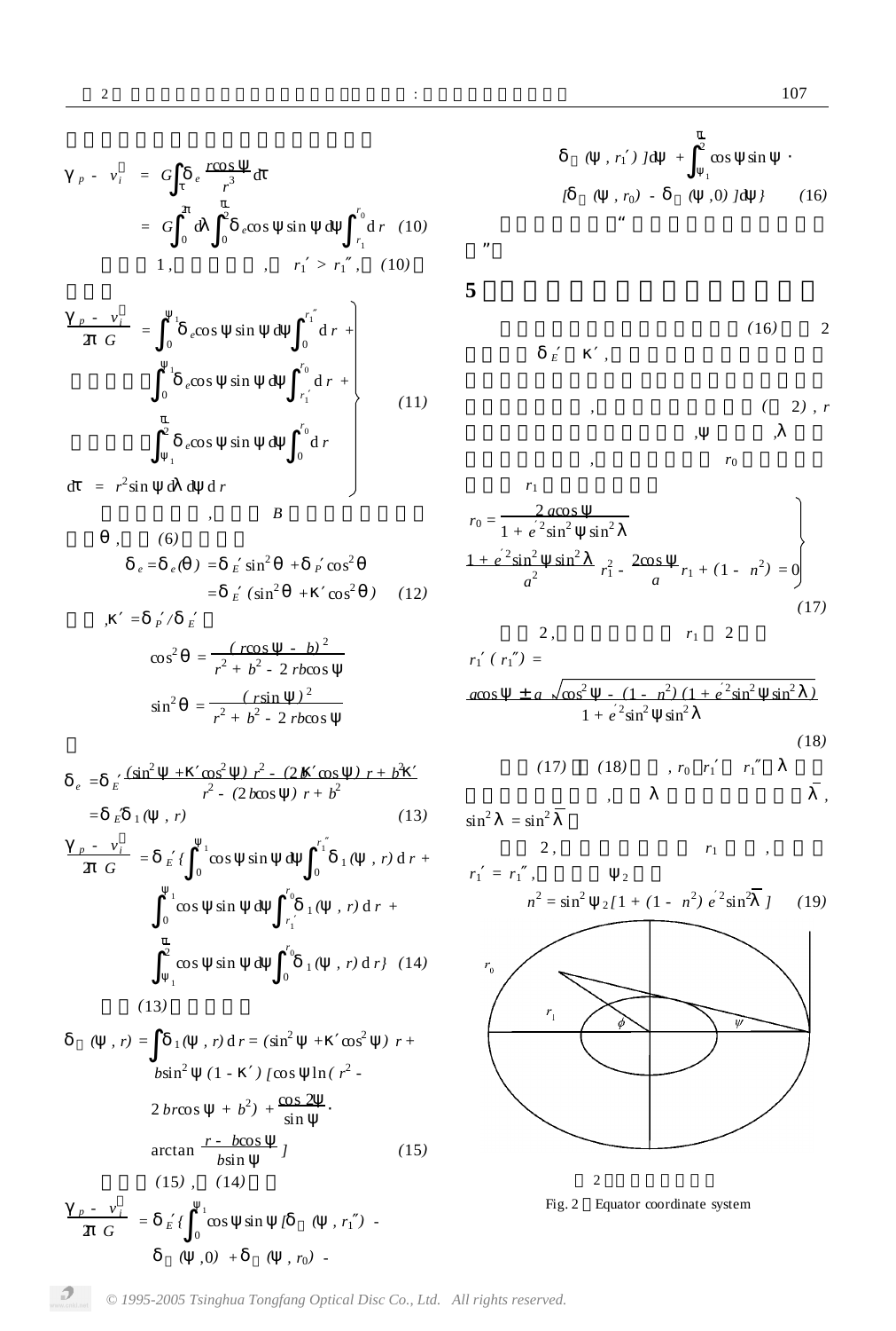$$\gamma_p - v_i = G\int_\tau \delta_e \frac{r\cos\psi}{r^3}\,d\tau$$

$$= G\int_0^{2\pi} d\lambda \int_0^{\frac{\pi}{2}} \delta_e \cos\psi \sin\psi\, d\psi \int_{r_1}^{r_0} dr \quad (10)$$

1, , $r_1' > r_1''$, (10)

$$\left.\begin{aligned}
\frac{\gamma_p - v_i}{2\pi G} &= \int_0^{\psi_1} \delta_e \cos\psi \sin\psi\, d\psi \int_0^{r_1''} dr + \\
&\quad \int_0^{\psi_1} \delta_e \cos\psi \sin\psi\, d\psi \int_{r_1'}^{r_0} dr + \\
&\quad \int_{\psi_1}^{\frac{\pi}{2}} \delta_e \cos\psi \sin\psi\, d\psi \int_0^{r_0} dr \\
d\tau &= r^2 \sin\psi\, d\lambda\, d\psi\, dr
\end{aligned}\right\} \quad (11)$$

, $B$

$\theta$, (6)

$$\begin{aligned}
\delta_e = \delta_e(\theta) &= \delta_E' \sin^2\theta + \delta_P' \cos^2\theta \\
&= \delta_E' (\sin^2\theta + \kappa' \cos^2\theta) \quad (12)
\end{aligned}$$

$\kappa' = \delta_P' / \delta_E'$

$$\cos^2\theta = \frac{(r\cos\psi - b)^2}{r^2 + b^2 - 2rb\cos\psi}$$

$$\sin^2\theta = \frac{(r\sin\psi)^2}{r^2 + b^2 - 2rb\cos\psi}$$

$$\delta_e = \delta_E' \frac{(\sin^2\psi + \kappa' \cos^2\psi)\, r^2 - (2b\kappa' \cos\psi)\, r + b^2\kappa'}{r^2 - (2b\cos\psi)\, r + b^2}$$

$$= \delta_E' \delta_1(\psi, r) \quad (13)$$

$$\frac{\gamma_p - v_i}{2\pi G} = \delta_E' \{\int_0^{\psi_1} \cos\psi \sin\psi\, d\psi \int_0^{r_1''} \delta_1(\psi, r)\, dr + \int_0^{\psi_1} \cos\psi \sin\psi\, d\psi \int_{r_1'}^{r_0} \delta_1(\psi, r)\, dr + \int_{\psi_1}^{\frac{\pi}{2}} \cos\psi \sin\psi\, d\psi \int_0^{r_0} \delta_1(\psi, r)\, dr\} \quad (14)$$

(13)

$$\delta(\psi, r) = \int \delta_1(\psi, r)\, dr = (\sin^2\psi + \kappa' \cos^2\psi)\, r + b\sin^2\psi\, (1 - \kappa')\, [\cos\psi \ln(r^2 - 2br\cos\psi + b^2) + \frac{\cos 2\psi}{\sin\psi} \cdot \arctan\frac{r - b\cos\psi}{b\sin\psi}] \quad (15)$$

(15), (14)

$$\frac{\gamma_p - v_i}{2\pi G} = \delta_E' \{\int_0^{\psi_1} \cos\psi \sin\psi\, [\delta(\psi, r_1'') - \delta(\psi, 0) + \delta(\psi, r_0) - \delta(\psi, r_1')]\, d\psi + \int_{\psi_1}^{\frac{\pi}{2}} \cos\psi \sin\psi \cdot [\delta(\psi, r_0) - \delta(\psi, 0)]\, d\psi\} \quad (16)$$

“ ”

## 5

(16) 2 $\delta_E'$ $\kappa'$,

, ( 2), $r$ , $\psi$ , $\lambda$ , $r_0$ $r_1$

$$\left.\begin{aligned}
& r_0 = \frac{2a\cos\psi}{1 + e'^2 \sin^2\psi \sin^2\lambda} \\
& \frac{1 + e'^2 \sin^2\psi \sin^2\lambda}{a^2} r_1^2 - \frac{2\cos\psi}{a} r_1 + (1 - n^2) = 0
\end{aligned}\right\} \quad (17)$$

2, $r_1$ 2 $r_1'$ ($r_1''$) =

$$\frac{a\cos\psi \pm a\sqrt{\cos^2\psi - (1 - n^2)(1 + e'^2 \sin^2\psi \sin^2\lambda)}}{1 + e'^2 \sin^2\psi \sin^2\lambda} \quad (18)$$

(17) (18), $r_0$ $r_1'$ $r_1''$ $\lambda$ , $\lambda$ $\bar{\lambda}$, $\sin^2\lambda = \sin^2\bar{\lambda}$

2, $r_1$ , $r_1' = r_1''$, $\psi_2$

$$n^2 = \sin^2\psi_2 [1 + (1 - n^2)\, e'^2 \sin^2\bar{\lambda}] \quad (19)$$

2

Fig. 2 Equator coordinate system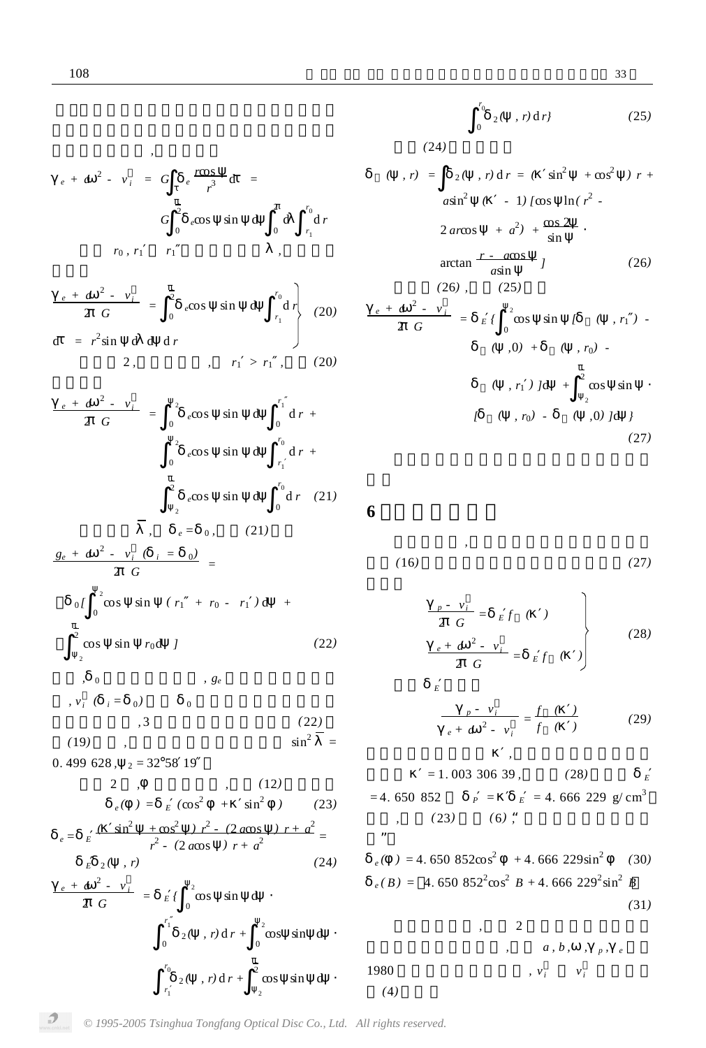,

$$\gamma_e + a\omega^2 - v_i'' = G\int_\tau \delta_e \frac{r\cos\psi}{r^3}d\tau = G\int_0^{\frac{\pi}{2}}\delta_e\cos\psi\sin\psi d\psi\int_0^{\pi}d\lambda\int_{r_1}^{r_0}dr$$

$r_0$, $r_1'$ $r_1''$ $\lambda$,

$$\left.\begin{aligned}\frac{\gamma_e + a\omega^2 - v_i''}{2\pi G} &= \int_0^{\frac{\pi}{2}}\delta_e\cos\psi\sin\psi d\psi\int_{r_1}^{r_0}dr \\ d\tau &= r^2\sin\psi d\lambda d\psi dr\end{aligned}\right\} \quad (20)$$

2, , $r_1' > r_1''$, (20)

$$\frac{\gamma_e + a\omega^2 - v_i''}{2\pi G} = \int_0^{\psi_2}\delta_e\cos\psi\sin\psi d\psi\int_0^{r_1''}dr + \int_0^{\psi_2}\delta_e\cos\psi\sin\psi d\psi\int_{r_1'}^{r_0}dr + \int_{\psi_2}^{\frac{\pi}{2}}\delta_e\cos\psi\sin\psi d\psi\int_0^{r_0}dr \quad (21)$$

$\overline{\lambda}$, $\delta_e = \delta_0$, (21)

$$\frac{g_e + a\omega^2 - v_i''(\delta_i = \delta_0)}{2\pi G} = \delta_0\left[\int_0^{\psi_2}\cos\psi\sin\psi(r_1'' + r_0 - r_1')d\psi + \int_{\psi_2}^{\frac{\pi}{2}}\cos\psi\sin\psi r_0 d\psi\right] \quad (22)$$

,$\delta_0$ , $g_e$ , $v_i''(\delta_i = \delta_0)$ $\delta_0$ ,3 (22) (19) , $\sin^2\lambda$ = 0.499 628, $\psi_2$ = 32°58′19″。

2 ,$\varphi$ , (12)

$$\delta_e(\varphi) = \delta_E'(\cos^2\varphi + \kappa'\sin^2\varphi) \quad (23)$$

$$\delta_e = \delta_E'\frac{(\kappa'\sin^2\psi + \cos^2\psi)r^2 - (2a\cos\psi)r + a^2}{r^2 - (2a\cos\psi)r + a^2} = \delta_E'\delta_2(\psi, r) \quad (24)$$

$$\frac{\gamma_e + a\omega^2 - v_i''}{2\pi G} = \delta_E'\left\{\int_0^{\psi_2}\cos\psi\sin\psi d\psi \cdot \int_0^{r_1''}\delta_2(\psi, r)dr + \int_0^{\psi_2}\cos\psi\sin\psi d\psi \cdot \int_{r_1'}^{r_0}\delta_2(\psi, r)dr + \int_{\psi_2}^{\frac{\pi}{2}}\cos\psi\sin\psi d\psi \cdot \int_0^{r_0}\delta_2(\psi, r)dr\right\} \quad (25)$$

(24)

$$\delta(\psi, r) = \int\delta_2(\psi, r)dr = (\kappa'\sin^2\psi + \cos^2\psi)r + a\sin^2\psi(\kappa' - 1)\left[\cos\psi\ln(r^2 - 2ar\cos\psi + a^2) + \frac{\cos 2\psi}{\sin\psi}\cdot\arctan\frac{r - a\cos\psi}{a\sin\psi}\right] \quad (26)$$

(26) , (25)

$$\frac{\gamma_e + a\omega^2 - v_i''}{2\pi G} = \delta_E'\left\{\int_0^{\psi_2}\cos\psi\sin\psi[\delta(\psi, r_1'') - \delta(\psi, 0) + \delta(\psi, r_0) - \delta(\psi, r_1')]d\psi + \int_{\psi_2}^{\frac{\pi}{2}}\cos\psi\sin\psi\cdot[\delta(\psi, r_0) - \delta(\psi, 0)]d\psi\right\} \quad (27)$$

## 6

, (16) (27)

$$\left.\begin{aligned}\frac{\gamma_p - v_i''}{2\pi G} &= \delta_E' f(\kappa') \\ \frac{\gamma_e + a\omega^2 - v_i''}{2\pi G} &= \delta_E' f(\kappa')\end{aligned}\right\} \quad (28)$$

$\delta_E'$

$$\frac{\gamma_p - v_i''}{\gamma_e + a\omega^2 - v_i''} = \frac{f(\kappa')}{f(\kappa')} \quad (29)$$

$\kappa'$, $\kappa'$ = 1.003 306 39, (28) $\delta_E'$ = 4.650 852 $\delta_P' = \kappa'\delta_E'$ = 4.666 229 g/cm³ , (23) (6) ,"

"

$$\delta_e(\varphi) = 4.650\ 852\cos^2\varphi + 4.666\ 229\sin^2\varphi \quad (30)$$

$$\delta_e(B) = \sqrt{4.650\ 852^2\cos^2 B + 4.666\ 229^2\sin^2 B} \quad (31)$$

, 2 , $a$, $b$, $\omega$, $\gamma_p$, $\gamma_e$ 1980 , $v_i''$ $v_i''$ (4)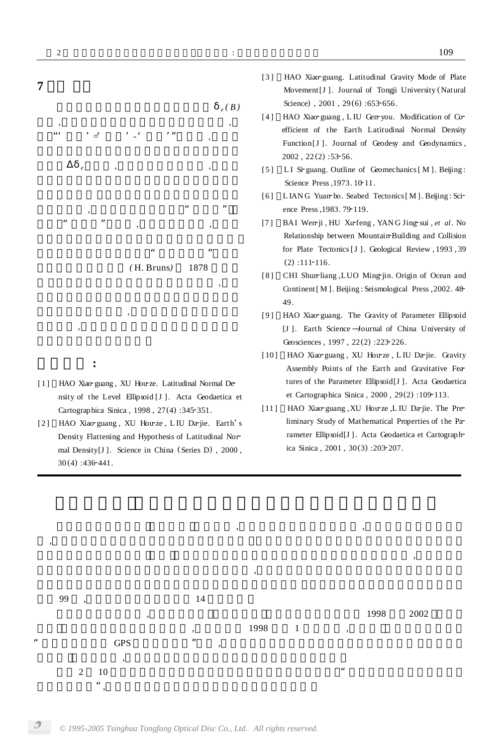## 7

$\delta_e(B)$

, ,

"' ' =' ' - ' '" ,

$\Delta\delta_e$ , ,

, " "

" " , ,

" "

(H. Bruns) 1878

,

,

,

:

[1] HAO Xiao-guang, XU Hou-ze. Latitudinal Normal Density of the Level Ellipsoid [J]. Acta Geodaetica et Cartographica Sinica, 1998, 27(4): 345-351.

[2] HAO Xiao-guang, XU Hou-ze, LIU Da-jie. Earth's Density Flattening and Hypothesis of Latitudinal Normal Density[J]. Science in China (Series D), 2000, 30(4): 436-441.

[3] HAO Xiao-guang. Latitudinal Gravity Mode of Plate Movement[J]. Journal of Tongji University (Natural Science), 2001, 29(6): 653-656.

[4] HAO Xiao-guang, LIU Gen-you. Modification of Coefficient of the Earth Latitudinal Normal Density Function[J]. Journal of Geodesy and Geodynamics, 2002, 22(2): 53-56.

[5] LI Si-guang. Outline of Geomechanics [M]. Beijing: Science Press, 1973. 10-11.

[6] LIANG Yuan-bo. Seabed Tectonics [M]. Beijing: Science Press, 1983. 79-119.

[7] BAI Wen-ji, HU Xu-feng, YANG Jing-sui, *et al*. No Relationship between Mountain-Building and Collision for Plate Tectonics [J]. Geological Review, 1993, 39 (2): 111-116.

[8] CHI Shun-liang, LUO Ming-jin. Origin of Ocean and Continent[M]. Beijing: Seismological Press, 2002. 48-49.

[9] HAO Xiao-guang. The Gravity of Parameter Ellipsoid [J]. Earth Science—Journal of China University of Geosciences, 1997, 22(2): 223-226.

[10] HAO Xiao-guang, XU Hou-ze, LIU Da-jie. Gravity Assembly Points of the Earth and Gravitative Features of the Parameter Ellipsoid[J]. Acta Geodaetica et Cartographica Sinica, 2000, 29(2): 109-113.

[11] HAO Xiao-guang, XU Hou-ze, LIU Da-jie. The Preliminary Study of Mathematical Properties of the Parameter Ellipsoid[J]. Acta Geodaetica et Cartographica Sinica, 2001, 30(3): 203-207.

---

, ,

,

,

,

99 , 14

, 1998 2002

, 1998 1 ,

" GPS " ,

,

2 10 "

",